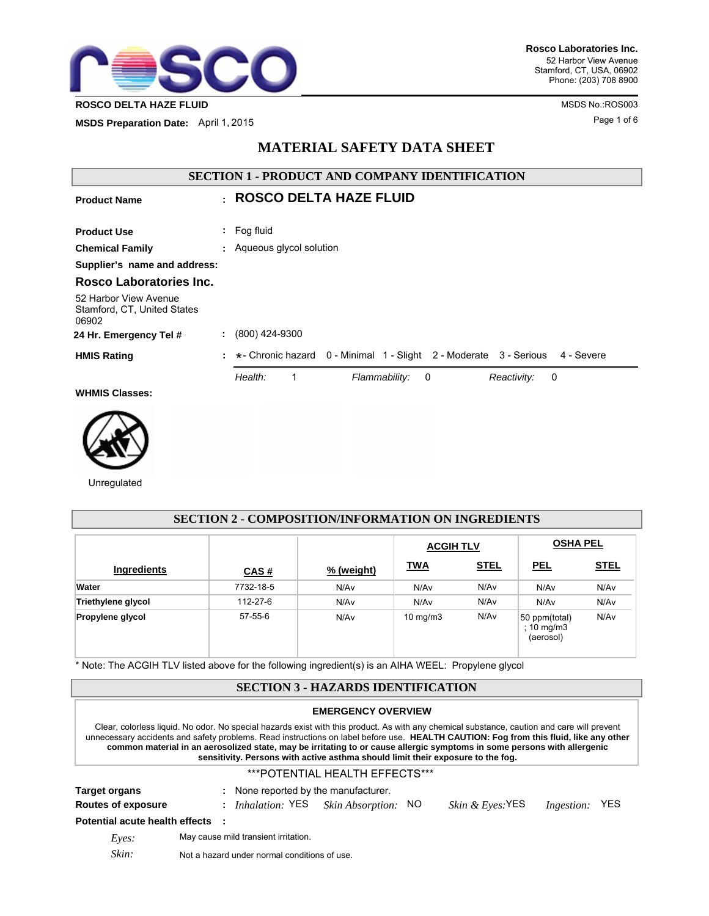**Rosco Laboratories Inc.**
52 Harbor View Avenue
Stamford, CT, USA, 06902
Phone: (203) 708 8900

**ROSCO DELTA HAZE FLUID**

MSDS No.:ROS003

**MSDS Preparation Date:** April 1, 2015

# MATERIAL SAFETY DATA SHEET

## SECTION 1 - PRODUCT AND COMPANY IDENTIFICATION

**Product Name** : **ROSCO DELTA HAZE FLUID**

**Product Use** : Fog fluid

**Chemical Family** : Aqueous glycol solution

**Supplier's name and address:**

### Rosco Laboratories Inc.

52 Harbor View Avenue
Stamford, CT, United States
06902

**24 Hr. Emergency Tel #** : (800) 424-9300

**HMIS Rating** : *- Chronic hazard 0 - Minimal 1 - Slight 2 - Moderate 3 - Serious 4 - Severe

*Health:* 1 *Flammability:* 0 *Reactivity:* 0

**WHMIS Classes:**

Unregulated

## SECTION 2 - COMPOSITION/INFORMATION ON INGREDIENTS

| Ingredients | CAS # | % (weight) | ACGIH TLV | | OSHA PEL | |
|---|---|---|---|---|---|---|
| | | | TWA | STEL | PEL | STEL |
| Water | 7732-18-5 | N/Av | N/Av | N/Av | N/Av | N/Av |
| Triethylene glycol | 112-27-6 | N/Av | N/Av | N/Av | N/Av | N/Av |
| Propylene glycol | 57-55-6 | N/Av | 10 mg/m3 | N/Av | 50 ppm(total) ; 10 mg/m3 (aerosol) | N/Av |

* Note: The ACGIH TLV listed above for the following ingredient(s) is an AIHA WEEL: Propylene glycol

## SECTION 3 - HAZARDS IDENTIFICATION

**EMERGENCY OVERVIEW**

Clear, colorless liquid. No odor. No special hazards exist with this product. As with any chemical substance, caution and care will prevent unnecessary accidents and safety problems. Read instructions on label before use. **HEALTH CAUTION: Fog from this fluid, like any other common material in an aerosolized state, may be irritating to or cause allergic symptoms in some persons with allergenic sensitivity. Persons with active asthma should limit their exposure to the fog.**

***POTENTIAL HEALTH EFFECTS***

**Target organs** : None reported by the manufacturer.

**Routes of exposure** : *Inhalation:* YES *Skin Absorption:* NO *Skin & Eyes:* YES *Ingestion:* YES

**Potential acute health effects** :

*Eyes:* May cause mild transient irritation.

*Skin:* Not a hazard under normal conditions of use.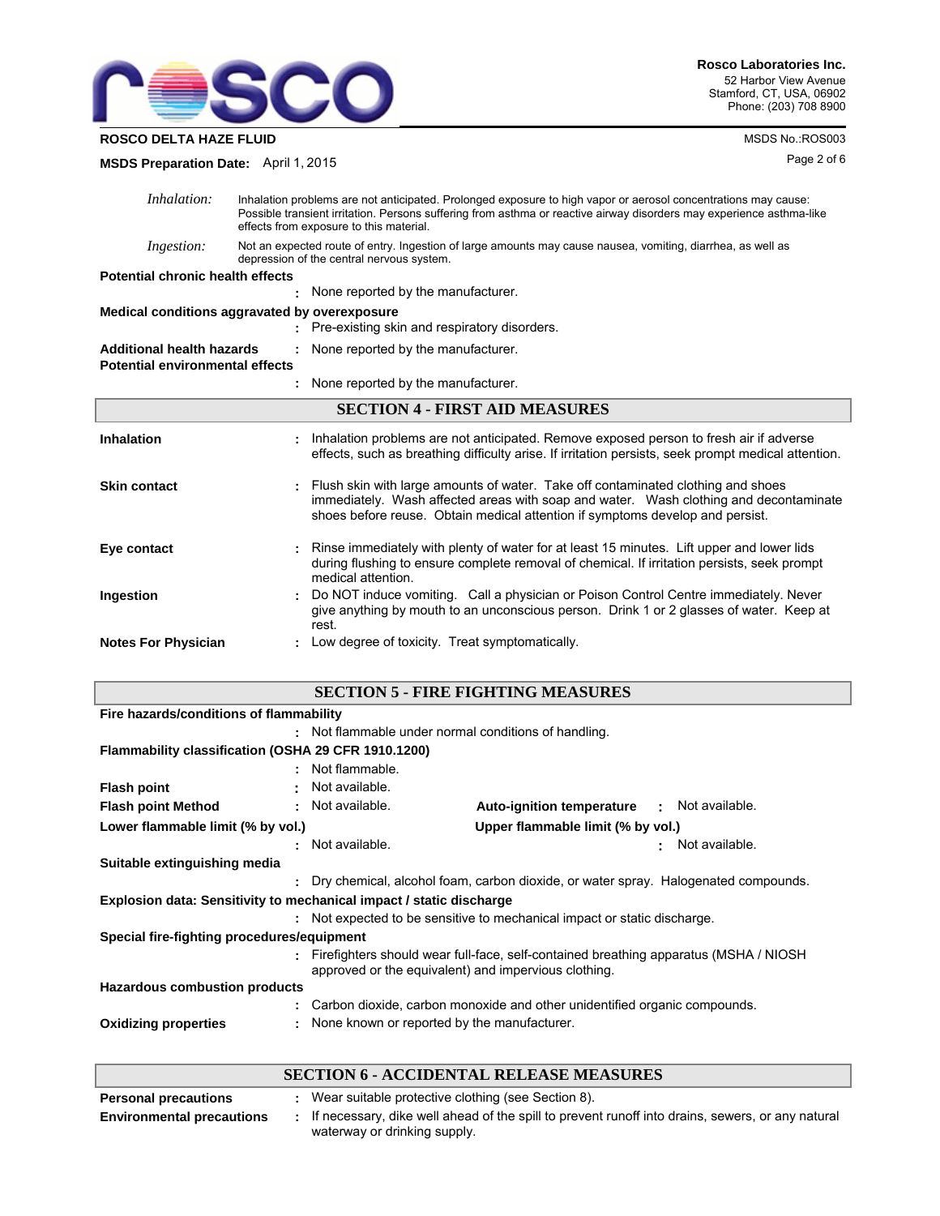*Inhalation:* Inhalation problems are not anticipated. Prolonged exposure to high vapor or aerosol concentrations may cause: Possible transient irritation. Persons suffering from asthma or reactive airway disorders may experience asthma-like effects from exposure to this material.

*Ingestion:* Not an expected route of entry. Ingestion of large amounts may cause nausea, vomiting, diarrhea, as well as depression of the central nervous system.

**Potential chronic health effects**
: None reported by the manufacturer.

**Medical conditions aggravated by overexposure**
: Pre-existing skin and respiratory disorders.

**Additional health hazards** : None reported by the manufacturer.

**Potential environmental effects**
: None reported by the manufacturer.

## SECTION 4 - FIRST AID MEASURES

**Inhalation** : Inhalation problems are not anticipated. Remove exposed person to fresh air if adverse effects, such as breathing difficulty arise. If irritation persists, seek prompt medical attention.

**Skin contact** : Flush skin with large amounts of water. Take off contaminated clothing and shoes immediately. Wash affected areas with soap and water. Wash clothing and decontaminate shoes before reuse. Obtain medical attention if symptoms develop and persist.

**Eye contact** : Rinse immediately with plenty of water for at least 15 minutes. Lift upper and lower lids during flushing to ensure complete removal of chemical. If irritation persists, seek prompt medical attention.

**Ingestion** : Do NOT induce vomiting. Call a physician or Poison Control Centre immediately. Never give anything by mouth to an unconscious person. Drink 1 or 2 glasses of water. Keep at rest.

**Notes For Physician** : Low degree of toxicity. Treat symptomatically.

## SECTION 5 - FIRE FIGHTING MEASURES

**Fire hazards/conditions of flammability**
: Not flammable under normal conditions of handling.

**Flammability classification (OSHA 29 CFR 1910.1200)**
: Not flammable.

**Flash point** : Not available.

**Flash point Method** : Not available.

**Auto-ignition temperature** : Not available.

**Lower flammable limit (% by vol.)**
: Not available.

**Upper flammable limit (% by vol.)**
: Not available.

**Suitable extinguishing media**
: Dry chemical, alcohol foam, carbon dioxide, or water spray. Halogenated compounds.

**Explosion data: Sensitivity to mechanical impact / static discharge**
: Not expected to be sensitive to mechanical impact or static discharge.

**Special fire-fighting procedures/equipment**
: Firefighters should wear full-face, self-contained breathing apparatus (MSHA / NIOSH approved or the equivalent) and impervious clothing.

**Hazardous combustion products**
: Carbon dioxide, carbon monoxide and other unidentified organic compounds.

**Oxidizing properties** : None known or reported by the manufacturer.

## SECTION 6 - ACCIDENTAL RELEASE MEASURES

**Personal precautions** : Wear suitable protective clothing (see Section 8).

**Environmental precautions** : If necessary, dike well ahead of the spill to prevent runoff into drains, sewers, or any natural waterway or drinking supply.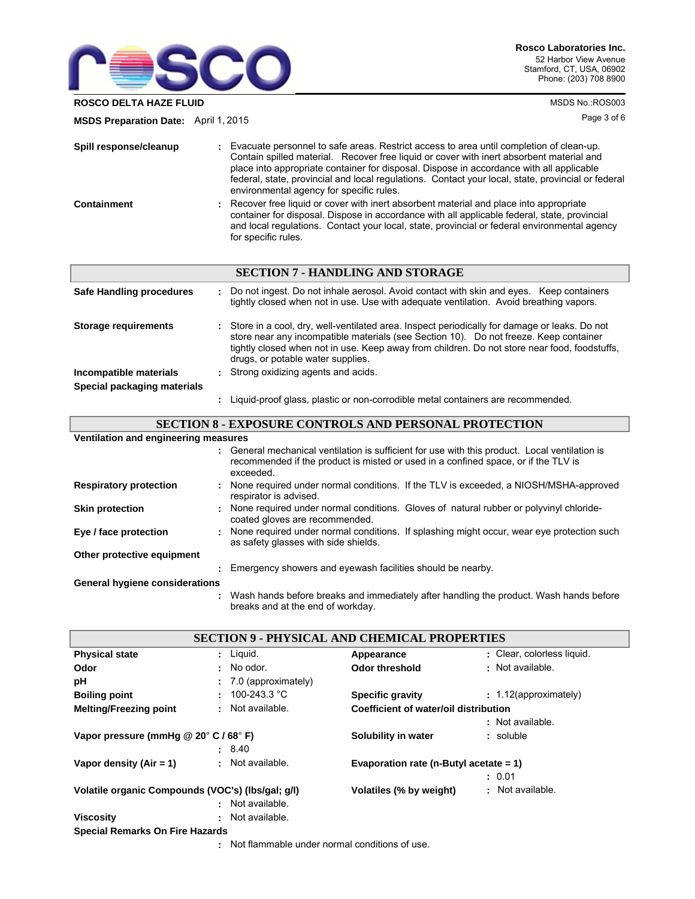**Spill response/cleanup** : Evacuate personnel to safe areas. Restrict access to area until completion of clean-up. Contain spilled material. Recover free liquid or cover with inert absorbent material and place into appropriate container for disposal. Dispose in accordance with all applicable federal, state, provincial and local regulations. Contact your local, state, provincial or federal environmental agency for specific rules.

**Containment** : Recover free liquid or cover with inert absorbent material and place into appropriate container for disposal. Dispose in accordance with all applicable federal, state, provincial and local regulations. Contact your local, state, provincial or federal environmental agency for specific rules.

## SECTION 7 - HANDLING AND STORAGE

**Safe Handling procedures** : Do not ingest. Do not inhale aerosol. Avoid contact with skin and eyes. Keep containers tightly closed when not in use. Use with adequate ventilation. Avoid breathing vapors.

**Storage requirements** : Store in a cool, dry, well-ventilated area. Inspect periodically for damage or leaks. Do not store near any incompatible materials (see Section 10). Do not freeze. Keep container tightly closed when not in use. Keep away from children. Do not store near food, foodstuffs, drugs, or potable water supplies.

**Incompatible materials** : Strong oxidizing agents and acids.

**Special packaging materials** : Liquid-proof glass, plastic or non-corrodible metal containers are recommended.

## SECTION 8 - EXPOSURE CONTROLS AND PERSONAL PROTECTION

**Ventilation and engineering measures** : General mechanical ventilation is sufficient for use with this product. Local ventilation is recommended if the product is misted or used in a confined space, or if the TLV is exceeded.

**Respiratory protection** : None required under normal conditions. If the TLV is exceeded, a NIOSH/MSHA-approved respirator is advised.

**Skin protection** : None required under normal conditions. Gloves of natural rubber or polyvinyl chloride-coated gloves are recommended.

**Eye / face protection** : None required under normal conditions. If splashing might occur, wear eye protection such as safety glasses with side shields.

**Other protective equipment** : Emergency showers and eyewash facilities should be nearby.

**General hygiene considerations** : Wash hands before breaks and immediately after handling the product. Wash hands before breaks and at the end of workday.

## SECTION 9 - PHYSICAL AND CHEMICAL PROPERTIES

| Property | Value | Property | Value |
|---|---|---|---|
| **Physical state** | Liquid. | **Appearance** | Clear, colorless liquid. |
| **Odor** | No odor. | **Odor threshold** | Not available. |
| **pH** | 7.0 (approximately) | | |
| **Boiling point** | 100-243.3 °C | **Specific gravity** | 1.12(approximately) |
| **Melting/Freezing point** | Not available. | **Coefficient of water/oil distribution** | Not available. |
| **Vapor pressure (mmHg @ 20° C / 68° F)** | 8.40 | **Solubility in water** | soluble |
| **Vapor density (Air = 1)** | Not available. | **Evaporation rate (n-Butyl acetate = 1)** | 0.01 |
| **Volatile organic Compounds (VOC's) (lbs/gal; g/l)** | Not available. | **Volatiles (% by weight)** | Not available. |
| **Viscosity** | Not available. | | |

**Special Remarks On Fire Hazards** : Not flammable under normal conditions of use.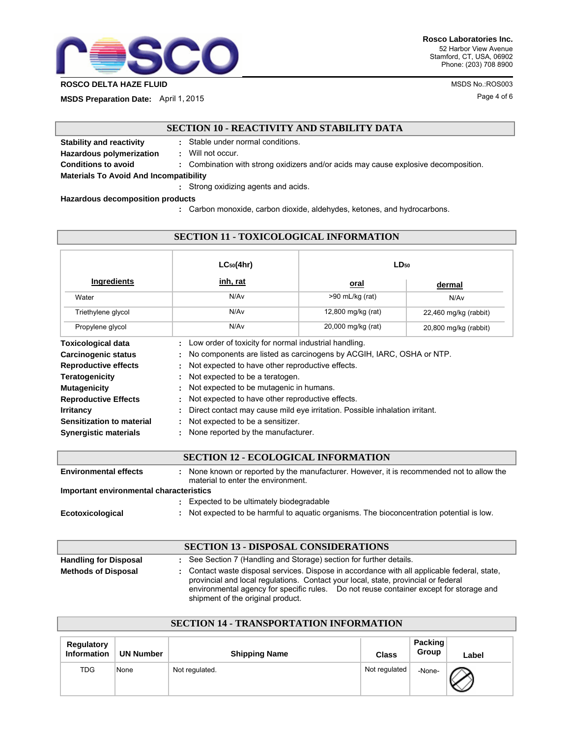## SECTION 10 - REACTIVITY AND STABILITY DATA

**Stability and reactivity** : Stable under normal conditions.

**Hazardous polymerization** : Will not occur.

**Conditions to avoid** : Combination with strong oxidizers and/or acids may cause explosive decomposition.

**Materials To Avoid And Incompatibility**

: Strong oxidizing agents and acids.

**Hazardous decomposition products**

: Carbon monoxide, carbon dioxide, aldehydes, ketones, and hydrocarbons.

## SECTION 11 - TOXICOLOGICAL INFORMATION

| Ingredients | $LC_{50}$(4hr) inh, rat | $LD_{50}$ oral | $LD_{50}$ dermal |
|---|---|---|---|
| Water | N/Av | >90 mL/kg (rat) | N/Av |
| Triethylene glycol | N/Av | 12,800 mg/kg (rat) | 22,460 mg/kg (rabbit) |
| Propylene glycol | N/Av | 20,000 mg/kg (rat) | 20,800 mg/kg (rabbit) |

**Toxicological data** : Low order of toxicity for normal industrial handling.

**Carcinogenic status** : No components are listed as carcinogens by ACGIH, IARC, OSHA or NTP.

**Reproductive effects** : Not expected to have other reproductive effects.

**Teratogenicity** : Not expected to be a teratogen.

**Mutagenicity** : Not expected to be mutagenic in humans.

**Reproductive Effects** : Not expected to have other reproductive effects.

**Irritancy** : Direct contact may cause mild eye irritation. Possible inhalation irritant.

**Sensitization to material** : Not expected to be a sensitizer.

**Synergistic materials** : None reported by the manufacturer.

## SECTION 12 - ECOLOGICAL INFORMATION

**Environmental effects** : None known or reported by the manufacturer. However, it is recommended not to allow the material to enter the environment.

**Important environmental characteristics**

: Expected to be ultimately biodegradable

**Ecotoxicological** : Not expected to be harmful to aquatic organisms. The bioconcentration potential is low.

## SECTION 13 - DISPOSAL CONSIDERATIONS

**Handling for Disposal** : See Section 7 (Handling and Storage) section for further details.

**Methods of Disposal** : Contact waste disposal services. Dispose in accordance with all applicable federal, state, provincial and local regulations. Contact your local, state, provincial or federal environmental agency for specific rules. Do not reuse container except for storage and shipment of the original product.

## SECTION 14 - TRANSPORTATION INFORMATION

| Regulatory Information | UN Number | Shipping Name | Class | Packing Group | Label |
|---|---|---|---|---|---|
| TDG | None | Not regulated. | Not regulated | -None- | ⊘ |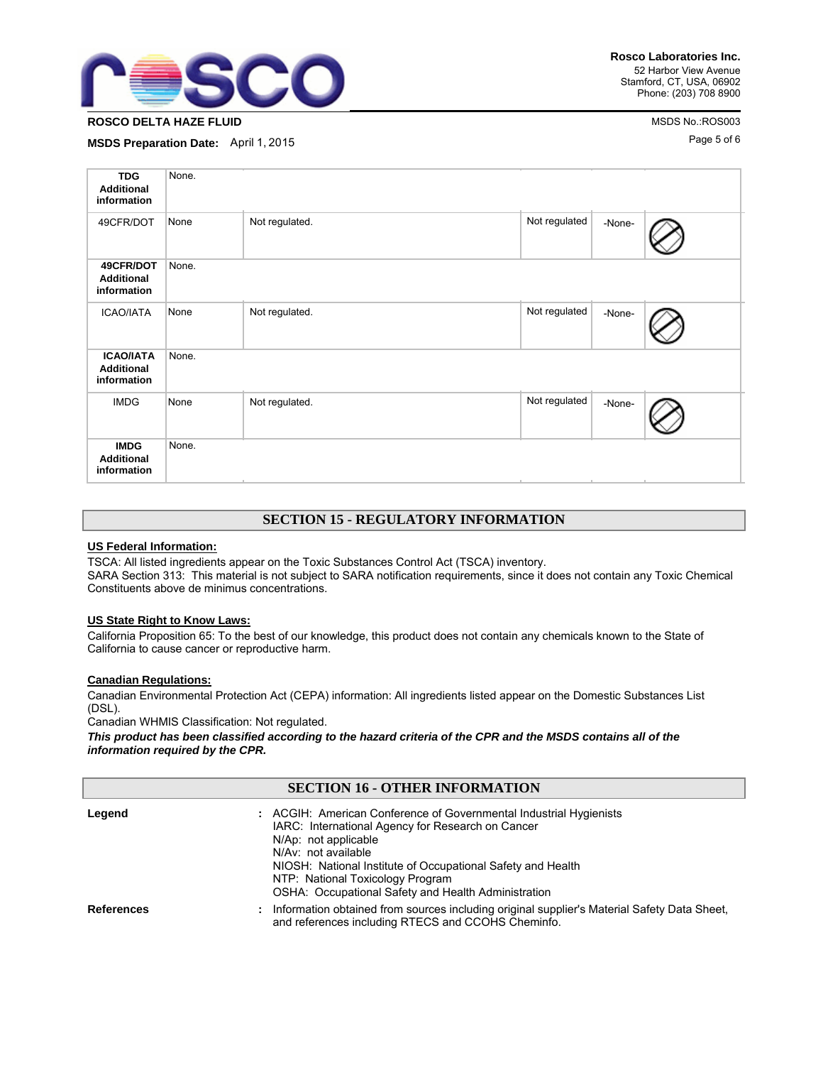| | | | | | |
|---|---|---|---|---|---|
| **TDG Additional information** | None. | | | | |
| 49CFR/DOT | None | Not regulated. | Not regulated | -None- | |
| **49CFR/DOT Additional information** | None. | | | | |
| ICAO/IATA | None | Not regulated. | Not regulated | -None- | |
| **ICAO/IATA Additional information** | None. | | | | |
| IMDG | None | Not regulated. | Not regulated | -None- | |
| **IMDG Additional information** | None. | | | | |

## SECTION 15 - REGULATORY INFORMATION

**US Federal Information:**

TSCA: All listed ingredients appear on the Toxic Substances Control Act (TSCA) inventory.
SARA Section 313: This material is not subject to SARA notification requirements, since it does not contain any Toxic Chemical Constituents above de minimus concentrations.

**US State Right to Know Laws:**

California Proposition 65: To the best of our knowledge, this product does not contain any chemicals known to the State of California to cause cancer or reproductive harm.

**Canadian Regulations:**

Canadian Environmental Protection Act (CEPA) information: All ingredients listed appear on the Domestic Substances List (DSL).
Canadian WHMIS Classification: Not regulated.
***This product has been classified according to the hazard criteria of the CPR and the MSDS contains all of the information required by the CPR.***

## SECTION 16 - OTHER INFORMATION

**Legend** : ACGIH: American Conference of Governmental Industrial Hygienists
IARC: International Agency for Research on Cancer
N/Ap: not applicable
N/Av: not available
NIOSH: National Institute of Occupational Safety and Health
NTP: National Toxicology Program
OSHA: Occupational Safety and Health Administration

**References** : Information obtained from sources including original supplier's Material Safety Data Sheet, and references including RTECS and CCOHS Cheminfo.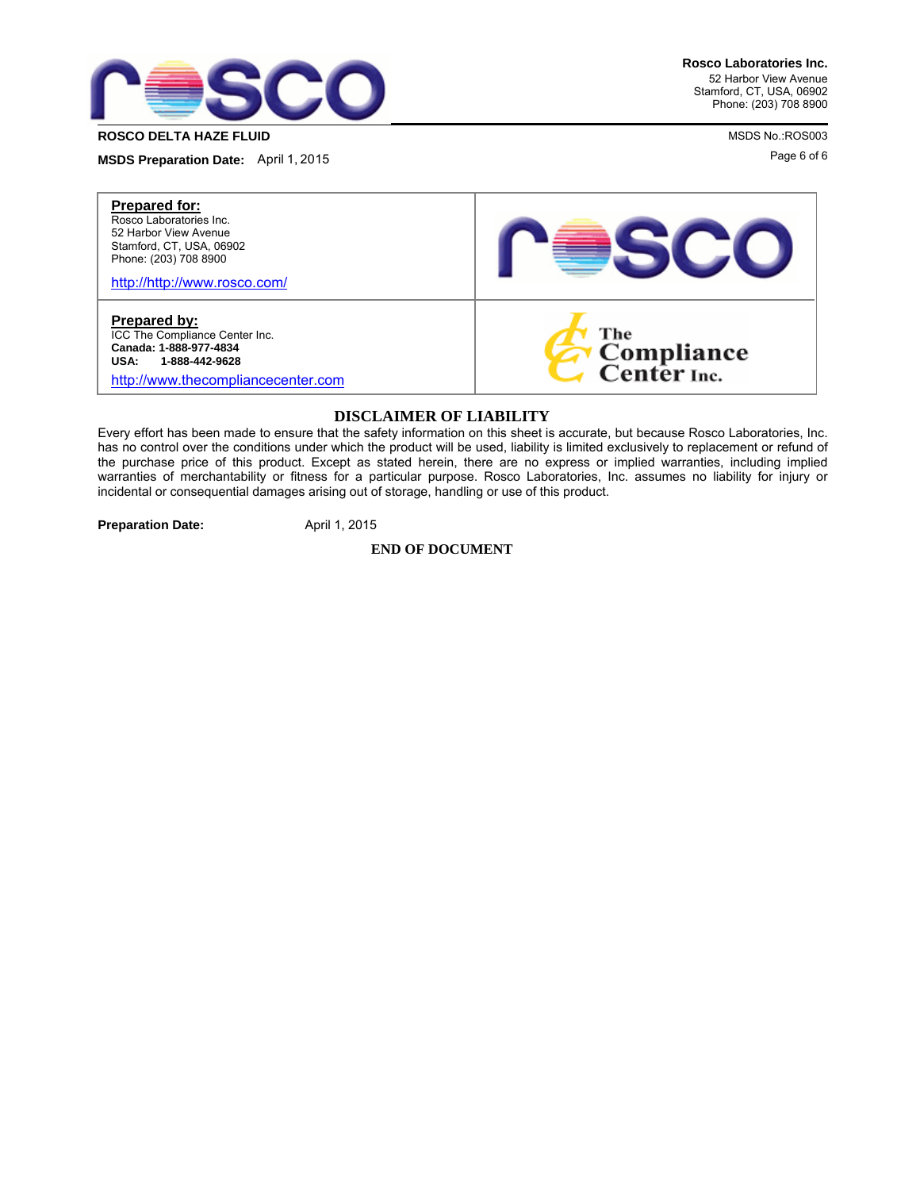| Prepared for: Rosco Laboratories Inc. 52 Harbor View Avenue Stamford, CT, USA, 06902 Phone: (203) 708 8900 http://http://www.rosco.com/ | |
|---|---|
| **Prepared by:** ICC The Compliance Center Inc. **Canada: 1-888-977-4834** **USA: 1-888-442-9628** http://www.thecompliancecenter.com | |

## DISCLAIMER OF LIABILITY

Every effort has been made to ensure that the safety information on this sheet is accurate, but because Rosco Laboratories, Inc. has no control over the conditions under which the product will be used, liability is limited exclusively to replacement or refund of the purchase price of this product. Except as stated herein, there are no express or implied warranties, including implied warranties of merchantability or fitness for a particular purpose. Rosco Laboratories, Inc. assumes no liability for injury or incidental or consequential damages arising out of storage, handling or use of this product.

**Preparation Date:** April 1, 2015

**END OF DOCUMENT**